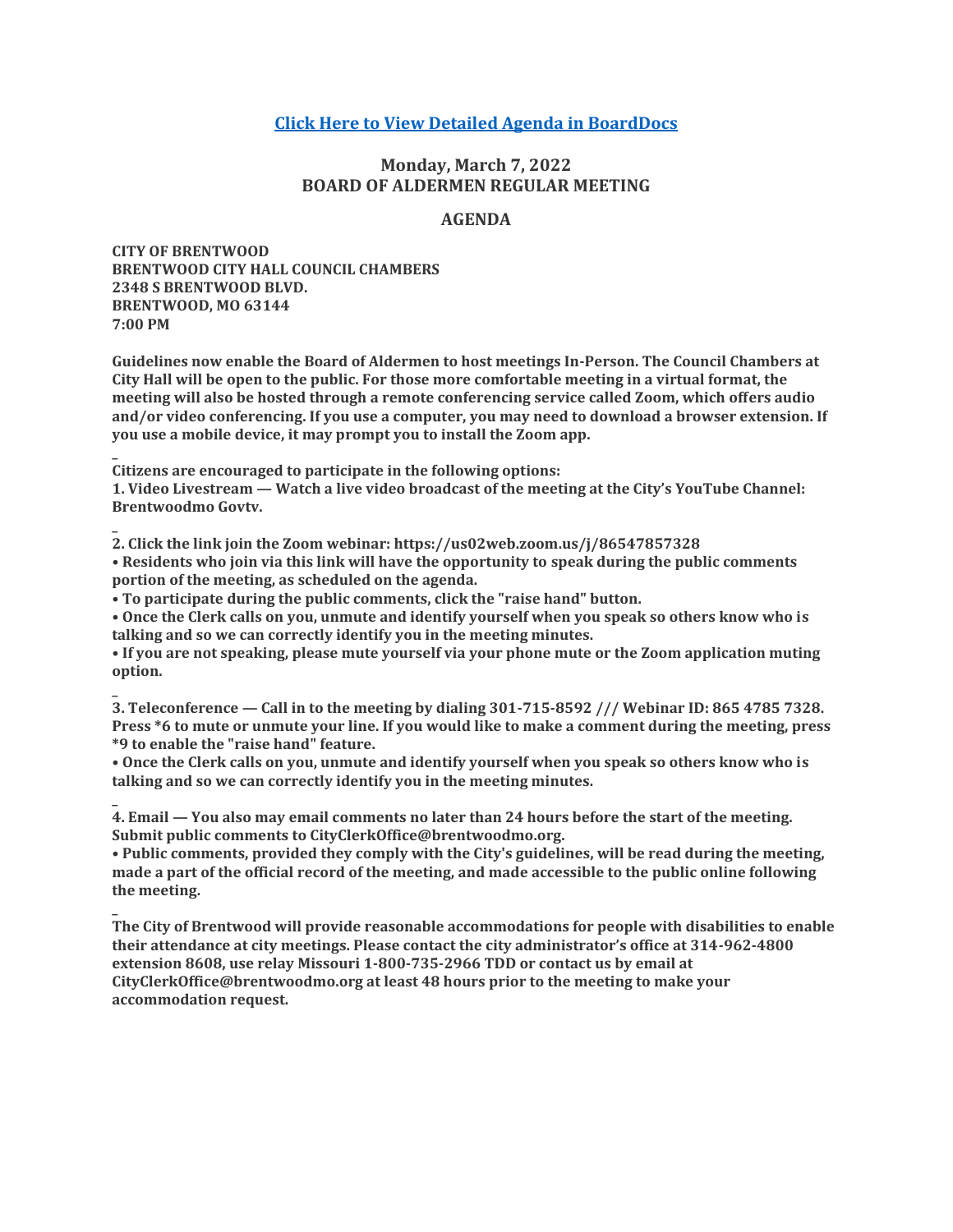**[Click Here to View Detailed Agenda in BoardDocs]**

## Monday, March 7, 2022
## BOARD OF ALDERMEN REGULAR MEETING

### AGENDA

**CITY OF BRENTWOOD**
**BRENTWOOD CITY HALL COUNCIL CHAMBERS**
**2348 S BRENTWOOD BLVD.**
**BRENTWOOD, MO 63144**
**7:00 PM**

**Guidelines now enable the Board of Aldermen to host meetings In-Person. The Council Chambers at City Hall will be open to the public. For those more comfortable meeting in a virtual format, the meeting will also be hosted through a remote conferencing service called Zoom, which offers audio and/or video conferencing. If you use a computer, you may need to download a browser extension. If you use a mobile device, it may prompt you to install the Zoom app.**

**Citizens are encouraged to participate in the following options:**

**1. Video Livestream — Watch a live video broadcast of the meeting at the City's YouTube Channel: Brentwoodmo Govtv.**

**2. Click the link join the Zoom webinar: https://us02web.zoom.us/j/86547857328**

- **Residents who join via this link will have the opportunity to speak during the public comments portion of the meeting, as scheduled on the agenda.**
- **To participate during the public comments, click the "raise hand" button.**
- **Once the Clerk calls on you, unmute and identify yourself when you speak so others know who is talking and so we can correctly identify you in the meeting minutes.**
- **If you are not speaking, please mute yourself via your phone mute or the Zoom application muting option.**

**3. Teleconference — Call in to the meeting by dialing 301-715-8592 /// Webinar ID: 865 4785 7328. Press *6 to mute or unmute your line. If you would like to make a comment during the meeting, press *9 to enable the "raise hand" feature.**

- **Once the Clerk calls on you, unmute and identify yourself when you speak so others know who is talking and so we can correctly identify you in the meeting minutes.**

**4. Email — You also may email comments no later than 24 hours before the start of the meeting. Submit public comments to CityClerkOffice@brentwoodmo.org.**

- **Public comments, provided they comply with the City's guidelines, will be read during the meeting, made a part of the official record of the meeting, and made accessible to the public online following the meeting.**

**The City of Brentwood will provide reasonable accommodations for people with disabilities to enable their attendance at city meetings. Please contact the city administrator's office at 314-962-4800 extension 8608, use relay Missouri 1-800-735-2966 TDD or contact us by email at CityClerkOffice@brentwoodmo.org at least 48 hours prior to the meeting to make your accommodation request.**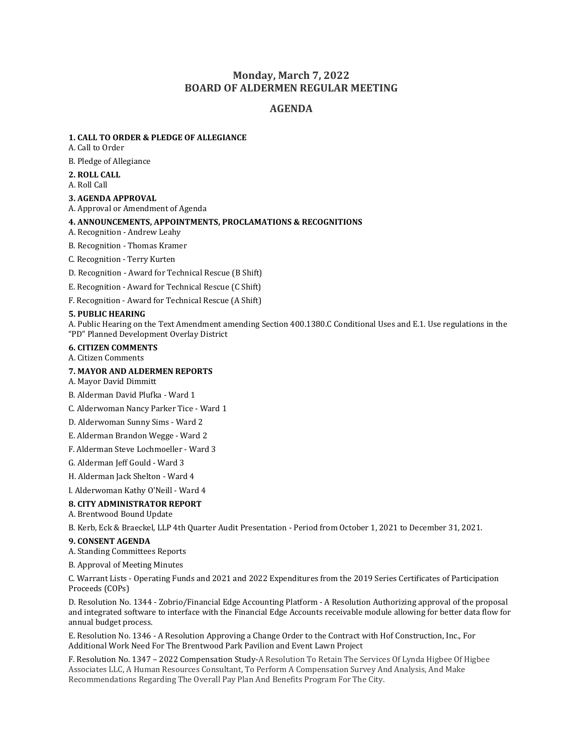# Monday, March 7, 2022
# BOARD OF ALDERMEN REGULAR MEETING

## AGENDA

**1. CALL TO ORDER & PLEDGE OF ALLEGIANCE**

A. Call to Order

B. Pledge of Allegiance

**2. ROLL CALL**

A. Roll Call

**3. AGENDA APPROVAL**

A. Approval or Amendment of Agenda

**4. ANNOUNCEMENTS, APPOINTMENTS, PROCLAMATIONS & RECOGNITIONS**

A. Recognition - Andrew Leahy

B. Recognition - Thomas Kramer

C. Recognition - Terry Kurten

D. Recognition - Award for Technical Rescue (B Shift)

E. Recognition - Award for Technical Rescue (C Shift)

F. Recognition - Award for Technical Rescue (A Shift)

**5. PUBLIC HEARING**

A. Public Hearing on the Text Amendment amending Section 400.1380.C Conditional Uses and E.1. Use regulations in the "PD" Planned Development Overlay District

**6. CITIZEN COMMENTS**

A. Citizen Comments

**7. MAYOR AND ALDERMEN REPORTS**

A. Mayor David Dimmitt

B. Alderman David Plufka - Ward 1

C. Alderwoman Nancy Parker Tice - Ward 1

D. Alderwoman Sunny Sims - Ward 2

E. Alderman Brandon Wegge - Ward 2

F. Alderman Steve Lochmoeller - Ward 3

G. Alderman Jeff Gould - Ward 3

H. Alderman Jack Shelton - Ward 4

I. Alderwoman Kathy O'Neill - Ward 4

**8. CITY ADMINISTRATOR REPORT**

A. Brentwood Bound Update

B. Kerb, Eck & Braeckel, LLP 4th Quarter Audit Presentation - Period from October 1, 2021 to December 31, 2021.

**9. CONSENT AGENDA**

A. Standing Committees Reports

B. Approval of Meeting Minutes

C. Warrant Lists - Operating Funds and 2021 and 2022 Expenditures from the 2019 Series Certificates of Participation Proceeds (COPs)

D. Resolution No. 1344 - Zobrio/Financial Edge Accounting Platform - A Resolution Authorizing approval of the proposal and integrated software to interface with the Financial Edge Accounts receivable module allowing for better data flow for annual budget process.

E. Resolution No. 1346 - A Resolution Approving a Change Order to the Contract with Hof Construction, Inc., For Additional Work Need For The Brentwood Park Pavilion and Event Lawn Project

F. Resolution No. 1347 – 2022 Compensation Study-A Resolution To Retain The Services Of Lynda Higbee Of Higbee Associates LLC, A Human Resources Consultant, To Perform A Compensation Survey And Analysis, And Make Recommendations Regarding The Overall Pay Plan And Benefits Program For The City.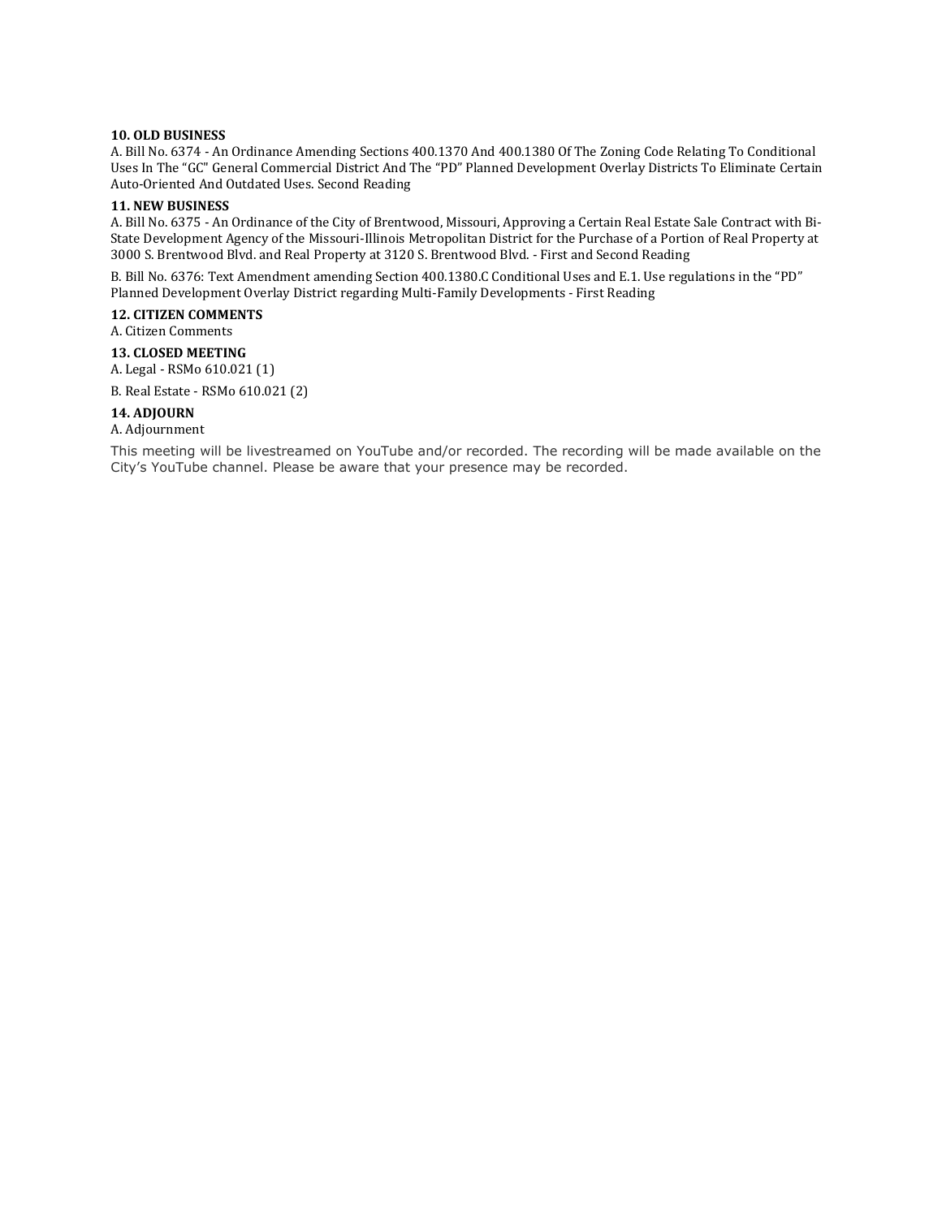**10. OLD BUSINESS**

A. Bill No. 6374 - An Ordinance Amending Sections 400.1370 And 400.1380 Of The Zoning Code Relating To Conditional Uses In The "GC" General Commercial District And The "PD" Planned Development Overlay Districts To Eliminate Certain Auto-Oriented And Outdated Uses. Second Reading

**11. NEW BUSINESS**

A. Bill No. 6375 - An Ordinance of the City of Brentwood, Missouri, Approving a Certain Real Estate Sale Contract with Bi-State Development Agency of the Missouri-Illinois Metropolitan District for the Purchase of a Portion of Real Property at 3000 S. Brentwood Blvd. and Real Property at 3120 S. Brentwood Blvd. - First and Second Reading

B. Bill No. 6376: Text Amendment amending Section 400.1380.C Conditional Uses and E.1. Use regulations in the "PD" Planned Development Overlay District regarding Multi-Family Developments - First Reading

**12. CITIZEN COMMENTS**

A. Citizen Comments

**13. CLOSED MEETING**

A. Legal - RSMo 610.021 (1)

B. Real Estate - RSMo 610.021 (2)

**14. ADJOURN**

A. Adjournment

This meeting will be livestreamed on YouTube and/or recorded. The recording will be made available on the City's YouTube channel. Please be aware that your presence may be recorded.